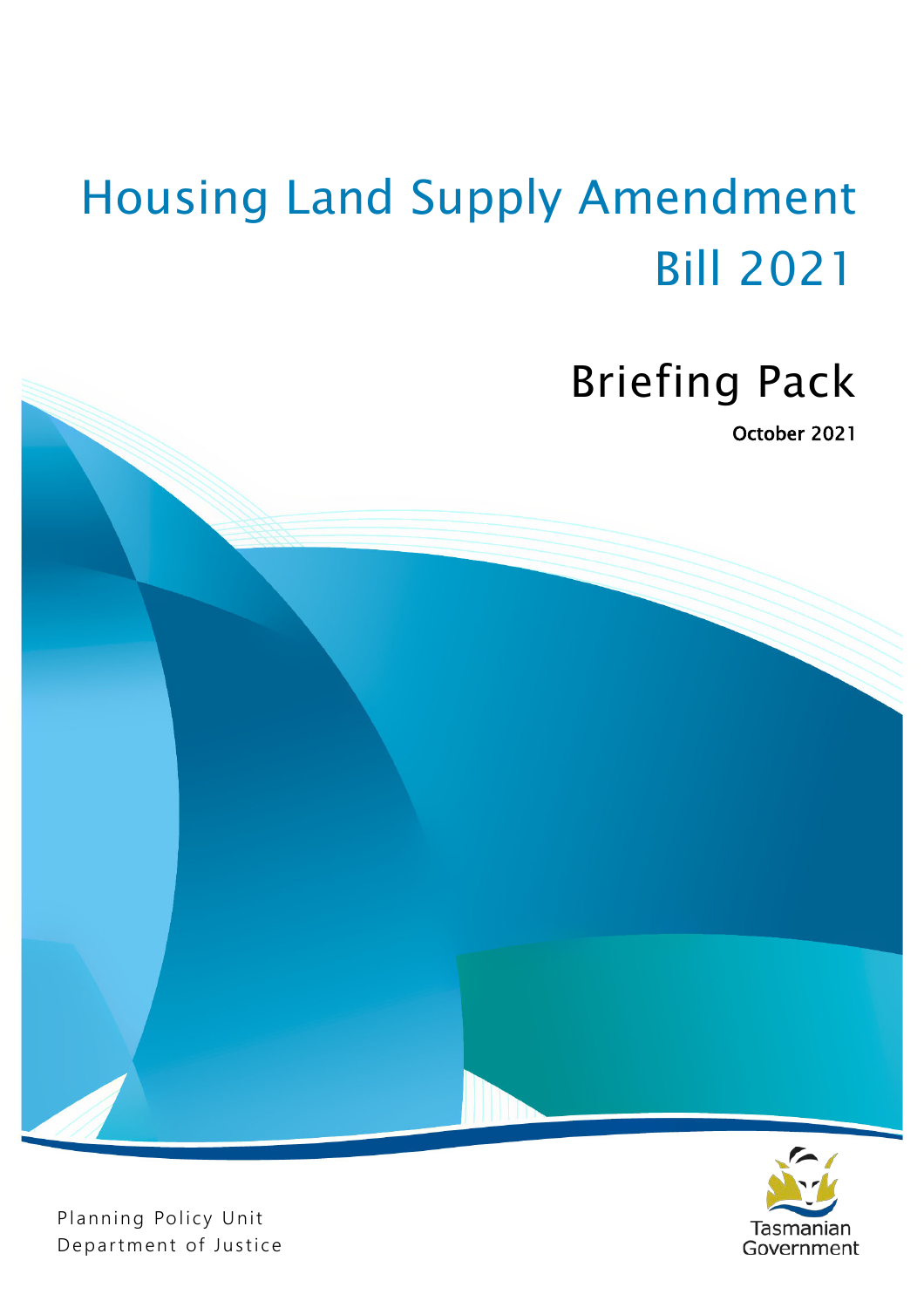# Housing Land Supply Amendment Bill 2021

## Briefing Pack

**October 2021**

Planning Policy Unit
Department of Justice

Tasmanian Government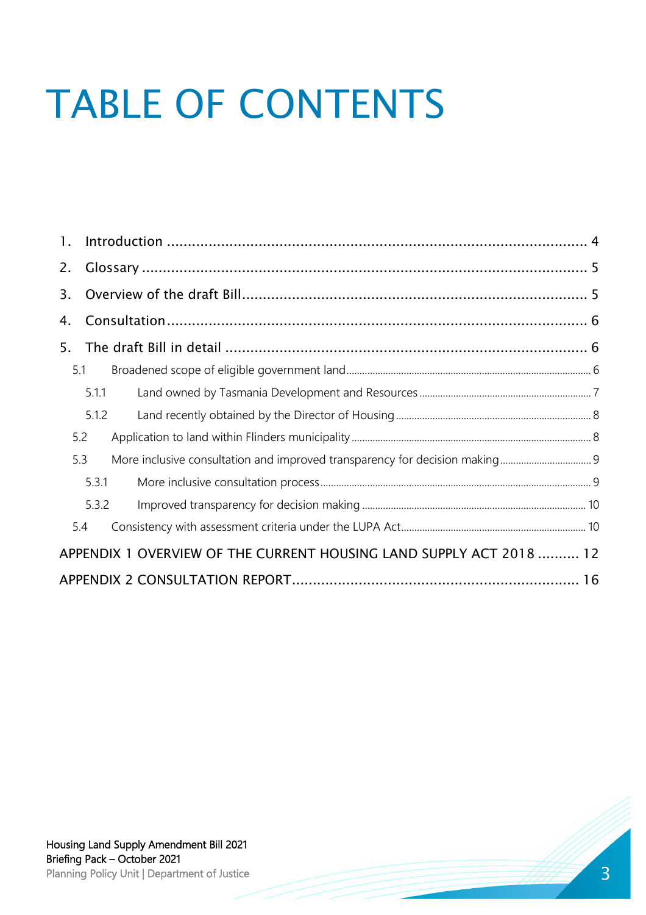# TABLE OF CONTENTS

1. Introduction ........................................................................................ 4
2. Glossary ........................................................................................... 5
3. Overview of the draft Bill.................................................................... 5
4. Consultation....................................................................................... 6
5. The draft Bill in detail ......................................................................... 6
   - 5.1 Broadened scope of eligible government land ........................................ 6
     - 5.1.1 Land owned by Tasmania Development and Resources ............................ 7
     - 5.1.2 Land recently obtained by the Director of Housing .................................. 8
   - 5.2 Application to land within Flinders municipality ........................................ 8
   - 5.3 More inclusive consultation and improved transparency for decision making .......... 9
     - 5.3.1 More inclusive consultation process ...................................................... 9
     - 5.3.2 Improved transparency for decision making ........................................... 10
   - 5.4 Consistency with assessment criteria under the LUPA Act............................ 10

APPENDIX 1 OVERVIEW OF THE CURRENT HOUSING LAND SUPPLY ACT 2018 .......... 12

APPENDIX 2 CONSULTATION REPORT.......................................................... 16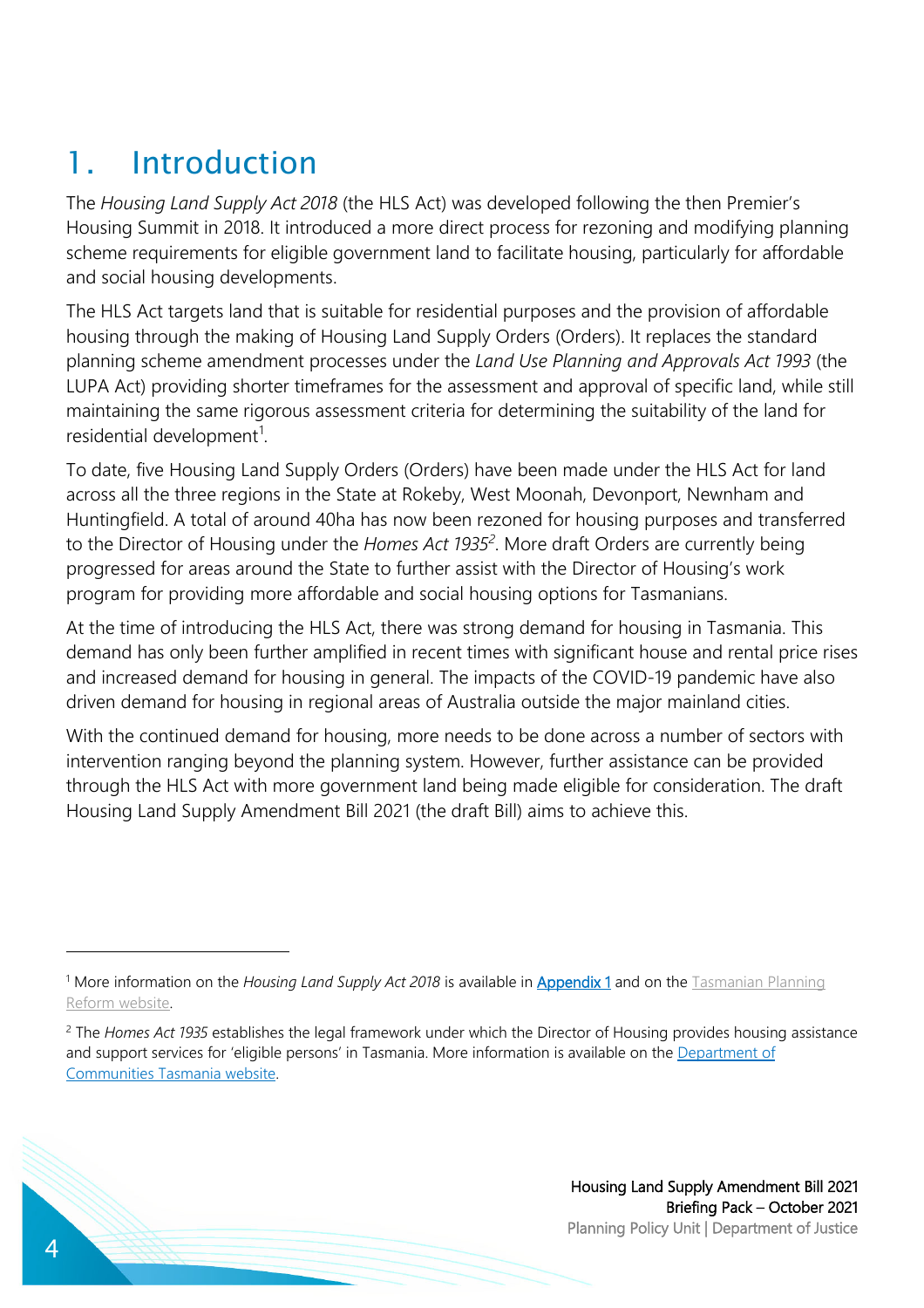# 1. Introduction

The *Housing Land Supply Act 2018* (the HLS Act) was developed following the then Premier's Housing Summit in 2018. It introduced a more direct process for rezoning and modifying planning scheme requirements for eligible government land to facilitate housing, particularly for affordable and social housing developments.

The HLS Act targets land that is suitable for residential purposes and the provision of affordable housing through the making of Housing Land Supply Orders (Orders). It replaces the standard planning scheme amendment processes under the *Land Use Planning and Approvals Act 1993* (the LUPA Act) providing shorter timeframes for the assessment and approval of specific land, while still maintaining the same rigorous assessment criteria for determining the suitability of the land for residential development[1].

To date, five Housing Land Supply Orders (Orders) have been made under the HLS Act for land across all the three regions in the State at Rokeby, West Moonah, Devonport, Newnham and Huntingfield. A total of around 40ha has now been rezoned for housing purposes and transferred to the Director of Housing under the *Homes Act 1935*[2]. More draft Orders are currently being progressed for areas around the State to further assist with the Director of Housing's work program for providing more affordable and social housing options for Tasmanians.

At the time of introducing the HLS Act, there was strong demand for housing in Tasmania. This demand has only been further amplified in recent times with significant house and rental price rises and increased demand for housing in general. The impacts of the COVID-19 pandemic have also driven demand for housing in regional areas of Australia outside the major mainland cities.

With the continued demand for housing, more needs to be done across a number of sectors with intervention ranging beyond the planning system. However, further assistance can be provided through the HLS Act with more government land being made eligible for consideration. The draft Housing Land Supply Amendment Bill 2021 (the draft Bill) aims to achieve this.

---

[1] More information on the *Housing Land Supply Act 2018* is available in Appendix 1 and on the Tasmanian Planning Reform website.

[2] The *Homes Act 1935* establishes the legal framework under which the Director of Housing provides housing assistance and support services for 'eligible persons' in Tasmania. More information is available on the Department of Communities Tasmania website.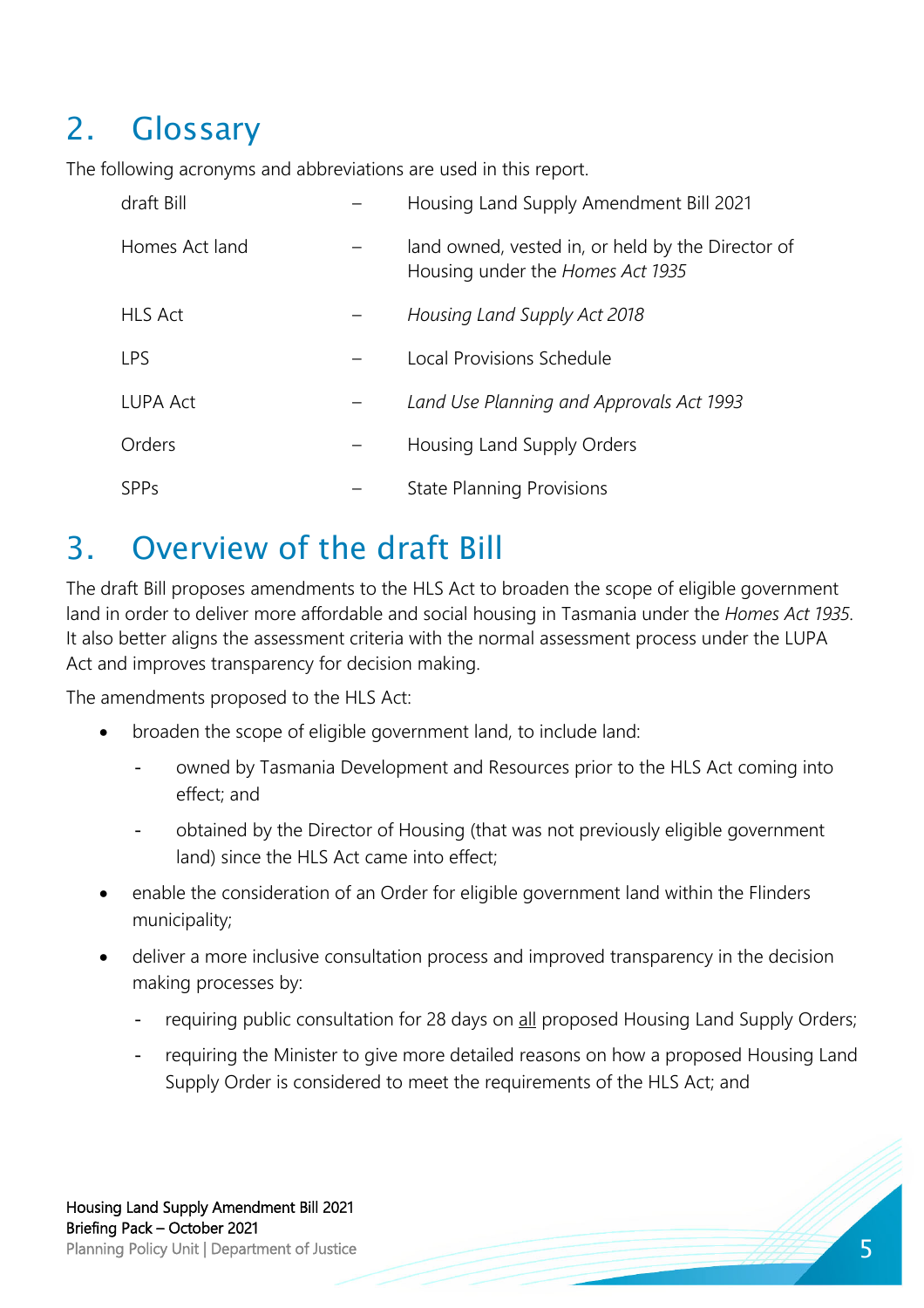## 2. Glossary

The following acronyms and abbreviations are used in this report.

| | | |
|---|---|---|
| draft Bill | – | Housing Land Supply Amendment Bill 2021 |
| Homes Act land | – | land owned, vested in, or held by the Director of Housing under the *Homes Act 1935* |
| HLS Act | – | *Housing Land Supply Act 2018* |
| LPS | – | Local Provisions Schedule |
| LUPA Act | – | *Land Use Planning and Approvals Act 1993* |
| Orders | – | Housing Land Supply Orders |
| SPPs | – | State Planning Provisions |

## 3. Overview of the draft Bill

The draft Bill proposes amendments to the HLS Act to broaden the scope of eligible government land in order to deliver more affordable and social housing in Tasmania under the *Homes Act 1935*. It also better aligns the assessment criteria with the normal assessment process under the LUPA Act and improves transparency for decision making.

The amendments proposed to the HLS Act:

- broaden the scope of eligible government land, to include land:
  - owned by Tasmania Development and Resources prior to the HLS Act coming into effect; and
  - obtained by the Director of Housing (that was not previously eligible government land) since the HLS Act came into effect;
- enable the consideration of an Order for eligible government land within the Flinders municipality;
- deliver a more inclusive consultation process and improved transparency in the decision making processes by:
  - requiring public consultation for 28 days on <u>all</u> proposed Housing Land Supply Orders;
  - requiring the Minister to give more detailed reasons on how a proposed Housing Land Supply Order is considered to meet the requirements of the HLS Act; and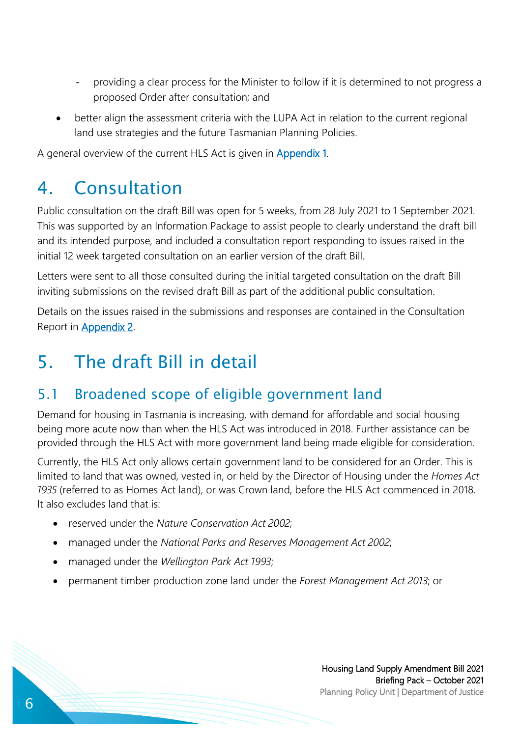- providing a clear process for the Minister to follow if it is determined to not progress a proposed Order after consultation; and

- better align the assessment criteria with the LUPA Act in relation to the current regional land use strategies and the future Tasmanian Planning Policies.

A general overview of the current HLS Act is given in Appendix 1.

# 4. Consultation

Public consultation on the draft Bill was open for 5 weeks, from 28 July 2021 to 1 September 2021. This was supported by an Information Package to assist people to clearly understand the draft bill and its intended purpose, and included a consultation report responding to issues raised in the initial 12 week targeted consultation on an earlier version of the draft Bill.

Letters were sent to all those consulted during the initial targeted consultation on the draft Bill inviting submissions on the revised draft Bill as part of the additional public consultation.

Details on the issues raised in the submissions and responses are contained in the Consultation Report in Appendix 2.

# 5. The draft Bill in detail

## 5.1 Broadened scope of eligible government land

Demand for housing in Tasmania is increasing, with demand for affordable and social housing being more acute now than when the HLS was introduced in 2018. Further assistance can be provided through the HLS Act with more government land being made eligible for consideration.

Currently, the HLS Act only allows certain government land to be considered for an Order. This is limited to land that was owned, vested in, or held by the Director of Housing under the *Homes Act 1935* (referred to as Homes Act land), or was Crown land, before the HLS Act commenced in 2018. It also excludes land that is:

- reserved under the *Nature Conservation Act 2002*;
- managed under the *National Parks and Reserves Management Act 2002*;
- managed under the *Wellington Park Act 1993*;
- permanent timber production zone land under the *Forest Management Act 2013*; or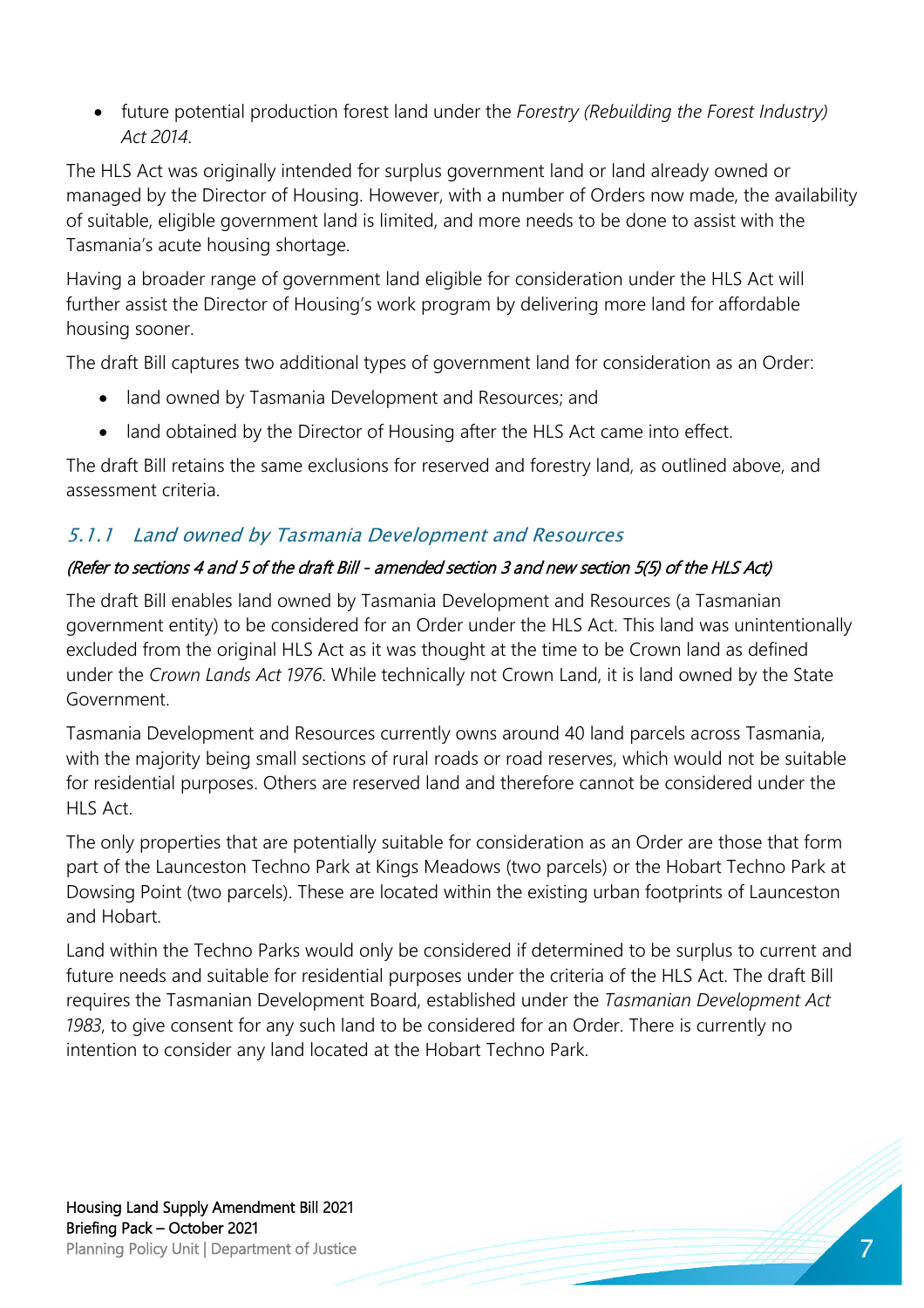- future potential production forest land under the *Forestry (Rebuilding the Forest Industry) Act 2014*.

The HLS Act was originally intended for surplus government land or land already owned or managed by the Director of Housing. However, with a number of Orders now made, the availability of suitable, eligible government land is limited, and more needs to be done to assist with the Tasmania's acute housing shortage.

Having a broader range of government land eligible for consideration under the HLS Act will further assist the Director of Housing's work program by delivering more land for affordable housing sooner.

The draft Bill captures two additional types of government land for consideration as an Order:

- land owned by Tasmania Development and Resources; and
- land obtained by the Director of Housing after the HLS Act came into effect.

The draft Bill retains the same exclusions for reserved and forestry land, as outlined above, and assessment criteria.

### *5.1.1 Land owned by Tasmania Development and Resources*

*(Refer to sections 4 and 5 of the draft Bill - amended section 3 and new section 5(5) of the HLS Act)*

The draft Bill enables land owned by Tasmania Development and Resources (a Tasmanian government entity) to be considered for an Order under the HLS Act. This land was unintentionally excluded from the original HLS Act as it was thought at the time to be Crown land as defined under the *Crown Lands Act 1976*. While technically not Crown Land, it is land owned by the State Government.

Tasmania Development and Resources currently owns around 40 land parcels across Tasmania, with the majority being small sections of rural roads or road reserves, which would not be suitable for residential purposes. Others are reserved land and therefore cannot be considered under the HLS Act.

The only properties that are potentially suitable for consideration as an Order are those that form part of the Launceston Techno Park at Kings Meadows (two parcels) or the Hobart Techno Park at Dowsing Point (two parcels). These are located within the existing urban footprints of Launceston and Hobart.

Land within the Techno Parks would only be considered if determined to be surplus to current and future needs and suitable for residential purposes under the criteria of the HLS Act. The draft Bill requires the Tasmanian Development Board, established under the *Tasmanian Development Act 1983*, to give consent for any such land to be considered for an Order. There is currently no intention to consider any land located at the Hobart Techno Park.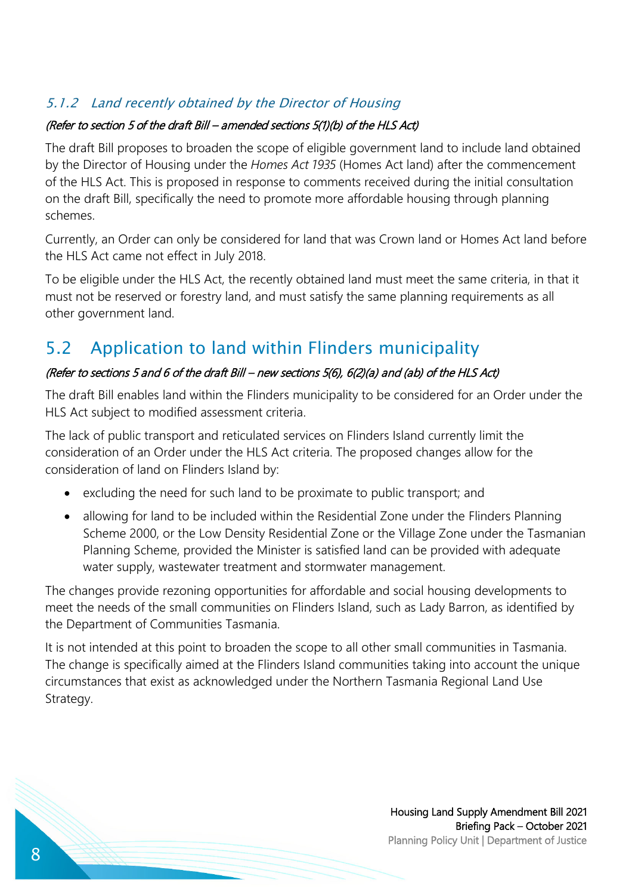### *5.1.2 Land recently obtained by the Director of Housing*

*(Refer to section 5 of the draft Bill – amended sections 5(1)(b) of the HLS Act)*

The draft Bill proposes to broaden the scope of eligible government land to include land obtained by the Director of Housing under the *Homes Act 1935* (Homes Act land) after the commencement of the HLS Act. This is proposed in response to comments received during the initial consultation on the draft Bill, specifically the need to promote more affordable housing through planning schemes.

Currently, an Order can only be considered for land that was Crown land or Homes Act land before the HLS Act came not effect in July 2018.

To be eligible under the HLS Act, the recently obtained land must meet the same criteria, in that it must not be reserved or forestry land, and must satisfy the same planning requirements as all other government land.

## 5.2 Application to land within Flinders municipality

*(Refer to sections 5 and 6 of the draft Bill – new sections 5(6), 6(2)(a) and (ab) of the HLS Act)*

The draft Bill enables land within the Flinders municipality to be considered for an Order under the HLS Act subject to modified assessment criteria.

The lack of public transport and reticulated services on Flinders Island currently limit the consideration of an Order under the HLS Act criteria. The proposed changes allow for the consideration of land on Flinders Island by:

- excluding the need for such land to be proximate to public transport; and
- allowing for land to be included within the Residential Zone under the Flinders Planning Scheme 2000, or the Low Density Residential Zone or the Village Zone under the Tasmanian Planning Scheme, provided the Minister is satisfied land can be provided with adequate water supply, wastewater treatment and stormwater management.

The changes provide rezoning opportunities for affordable and social housing developments to meet the needs of the small communities on Flinders Island, such as Lady Barron, as identified by the Department of Communities Tasmania.

It is not intended at this point to broaden the scope to all other small communities in Tasmania. The change is specifically aimed at the Flinders Island communities taking into account the unique circumstances that exist as acknowledged under the Northern Tasmania Regional Land Use Strategy.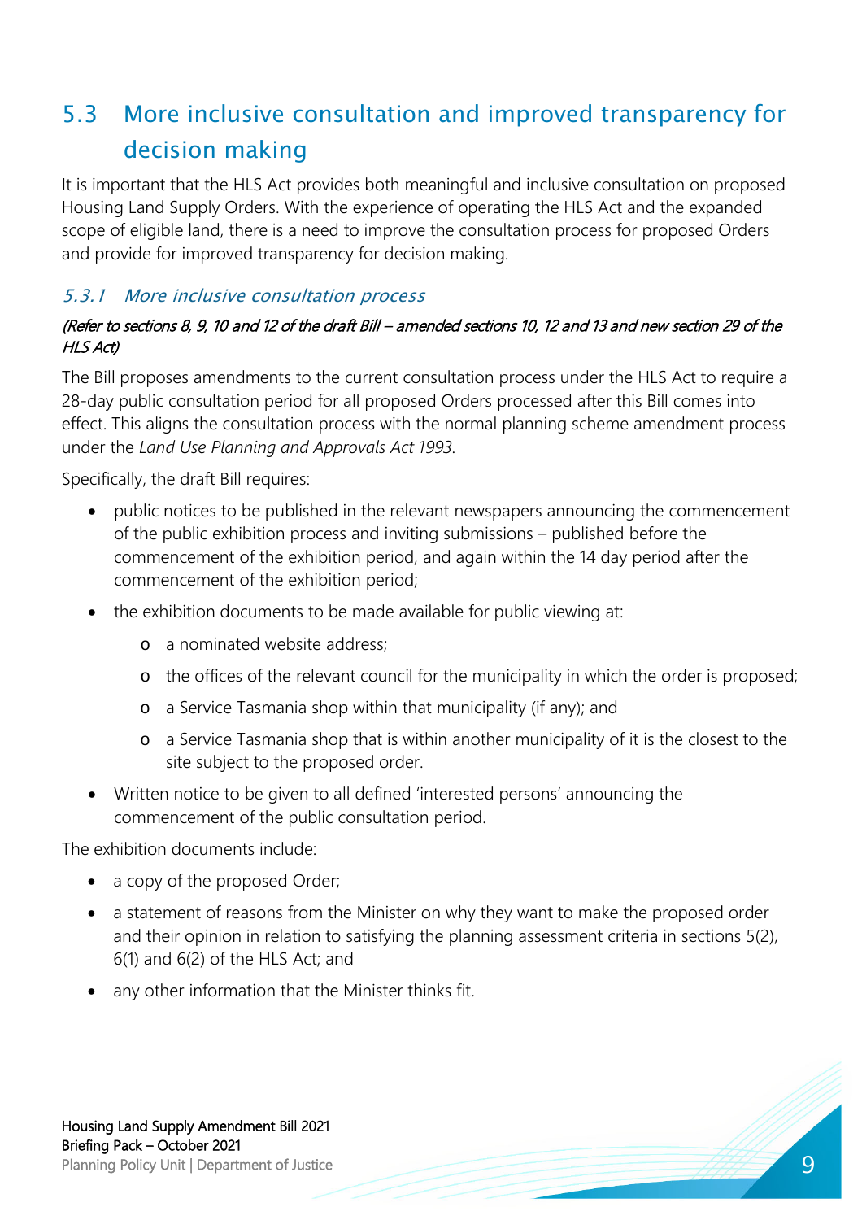## 5.3 More inclusive consultation and improved transparency for decision making

It is important that the HLS Act provides both meaningful and inclusive consultation on proposed Housing Land Supply Orders. With the experience of operating the HLS Act and the expanded scope of eligible land, there is a need to improve the consultation process for proposed Orders and provide for improved transparency for decision making.

### *5.3.1 More inclusive consultation process*

*(Refer to sections 8, 9, 10 and 12 of the draft Bill – amended sections 10, 12 and 13 and new section 29 of the HLS Act)*

The Bill proposes amendments to the current consultation process under the HLS Act to require a 28-day public consultation period for all proposed Orders processed after this Bill comes into effect. This aligns the consultation process with the normal planning scheme amendment process under the *Land Use Planning and Approvals Act 1993.*

Specifically, the draft Bill requires:

- public notices to be published in the relevant newspapers announcing the commencement of the public exhibition process and inviting submissions – published before the commencement of the exhibition period, and again within the 14 day period after the commencement of the exhibition period;
- the exhibition documents to be made available for public viewing at:
  - a nominated website address;
  - the offices of the relevant council for the municipality in which the order is proposed;
  - a Service Tasmania shop within that municipality (if any); and
  - a Service Tasmania shop that is within another municipality of it is the closest to the site subject to the proposed order.
- Written notice to be given to all defined 'interested persons' announcing the commencement of the public consultation period.

The exhibition documents include:

- a copy of the proposed Order;
- a statement of reasons from the Minister on why they want to make the proposed order and their opinion in relation to satisfying the planning assessment criteria in sections 5(2), 6(1) and 6(2) of the HLS Act; and
- any other information that the Minister thinks fit.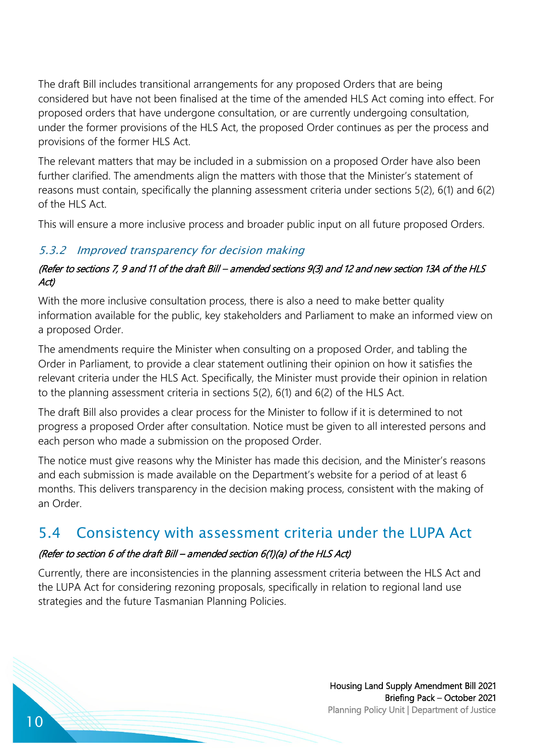The draft Bill includes transitional arrangements for any proposed Orders that are being considered but have not been finalised at the time of the amended HLS Act coming into effect. For proposed orders that have undergone consultation, or are currently undergoing consultation, under the former provisions of the HLS Act, the proposed Order continues as per the process and provisions of the former HLS Act.

The relevant matters that may be included in a submission on a proposed Order have also been further clarified. The amendments align the matters with those that the Minister's statement of reasons must contain, specifically the planning assessment criteria under sections 5(2), 6(1) and 6(2) of the HLS Act.

This will ensure a more inclusive process and broader public input on all future proposed Orders.

### 5.3.2 Improved transparency for decision making

*(Refer to sections 7, 9 and 11 of the draft Bill – amended sections 9(3) and 12 and new section 13A of the HLS Act)*

With the more inclusive consultation process, there is also a need to make better quality information available for the public, key stakeholders and Parliament to make an informed view on a proposed Order.

The amendments require the Minister when consulting on a proposed Order, and tabling the Order in Parliament, to provide a clear statement outlining their opinion on how it satisfies the relevant criteria under the HLS Act. Specifically, the Minister must provide their opinion in relation to the planning assessment criteria in sections 5(2), 6(1) and 6(2) of the HLS Act.

The draft Bill also provides a clear process for the Minister to follow if it is determined to not progress a proposed Order after consultation. Notice must be given to all interested persons and each person who made a submission on the proposed Order.

The notice must give reasons why the Minister has made this decision, and the Minister's reasons and each submission is made available on the Department's website for a period of at least 6 months. This delivers transparency in the decision making process, consistent with the making of an Order.

## 5.4 Consistency with assessment criteria under the LUPA Act

*(Refer to section 6 of the draft Bill – amended section 6(1)(a) of the HLS Act)*

Currently, there are inconsistencies in the planning assessment criteria between the HLS Act and the LUPA Act for considering rezoning proposals, specifically in relation to regional land use strategies and the future Tasmanian Planning Policies.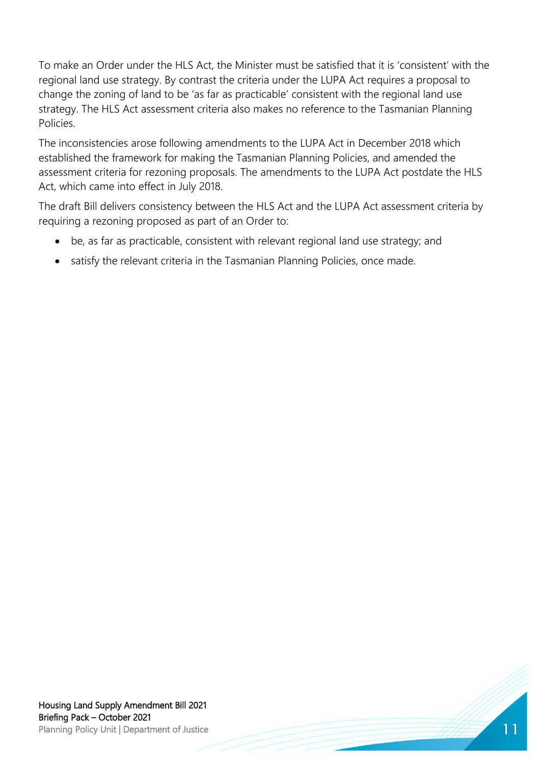To make an Order under the HLS Act, the Minister must be satisfied that it is 'consistent' with the regional land use strategy. By contrast the criteria under the LUPA Act requires a proposal to change the zoning of land to be 'as far as practicable' consistent with the regional land use strategy. The HLS Act assessment criteria also makes no reference to the Tasmanian Planning Policies.

The inconsistencies arose following amendments to the LUPA Act in December 2018 which established the framework for making the Tasmanian Planning Policies, and amended the assessment criteria for rezoning proposals. The amendments to the LUPA Act postdate the HLS Act, which came into effect in July 2018.

The draft Bill delivers consistency between the HLS Act and the LUPA Act assessment criteria by requiring a rezoning proposed as part of an Order to:

- be, as far as practicable, consistent with relevant regional land use strategy; and
- satisfy the relevant criteria in the Tasmanian Planning Policies, once made.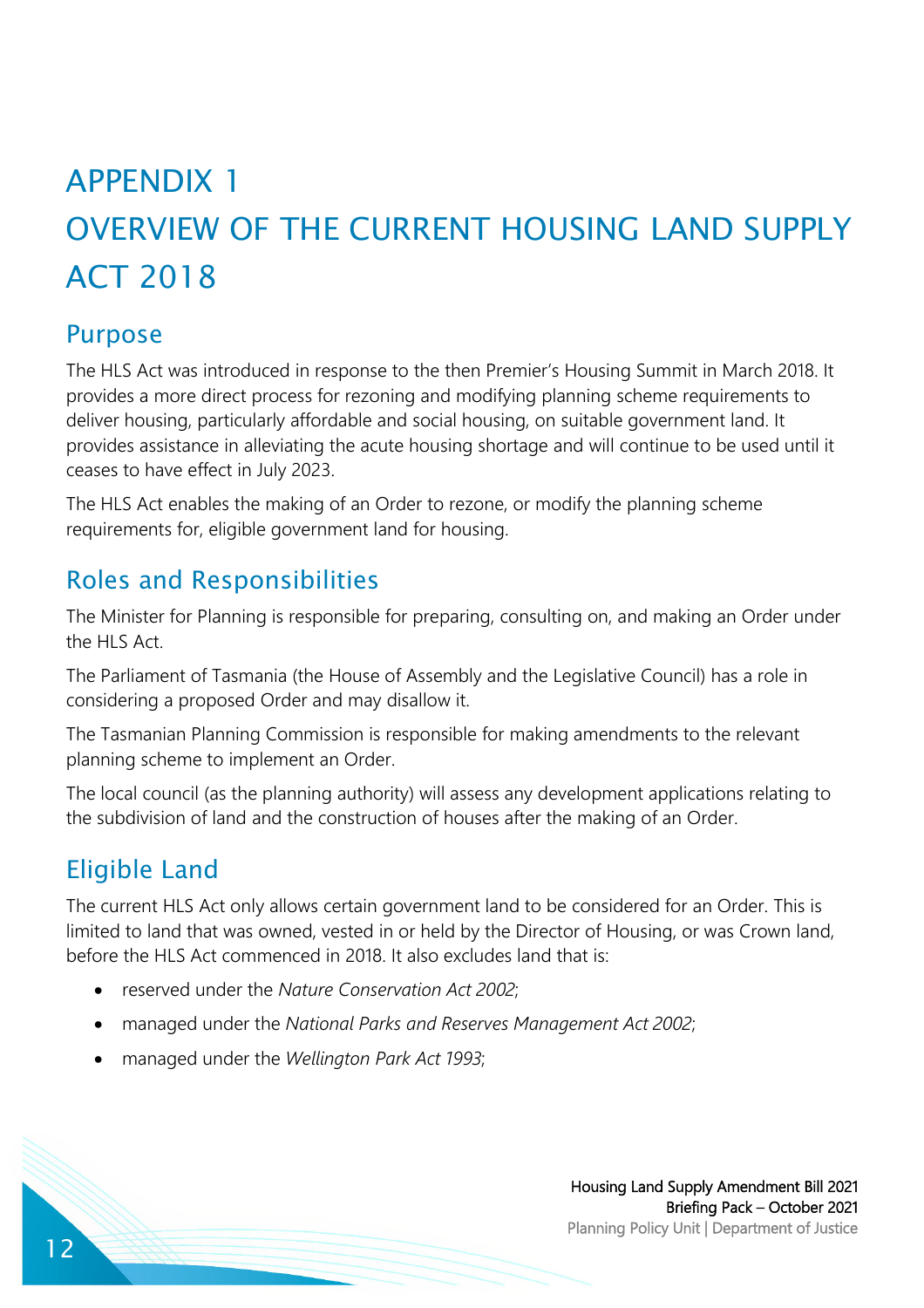# APPENDIX 1
# OVERVIEW OF THE CURRENT HOUSING LAND SUPPLY ACT 2018

## Purpose

The HLS Act was introduced in response to the then Premier's Housing Summit in March 2018. It provides a more direct process for rezoning and modifying planning scheme requirements to deliver housing, particularly affordable and social housing, on suitable government land. It provides assistance in alleviating the acute housing shortage and will continue to be used until it ceases to have effect in July 2023.

The HLS Act enables the making of an Order to rezone, or modify the planning scheme requirements for, eligible government land for housing.

## Roles and Responsibilities

The Minister for Planning is responsible for preparing, consulting on, and making an Order under the HLS Act.

The Parliament of Tasmania (the House of Assembly and the Legislative Council) has a role in considering a proposed Order and may disallow it.

The Tasmanian Planning Commission is responsible for making amendments to the relevant planning scheme to implement an Order.

The local council (as the planning authority) will assess any development applications relating to the subdivision of land and the construction of houses after the making of an Order.

## Eligible Land

The current HLS Act only allows certain government land to be considered for an Order. This is limited to land that was owned, vested in or held by the Director of Housing, or was Crown land, before the HLS Act commenced in 2018. It also excludes land that is:

- reserved under the *Nature Conservation Act 2002*;
- managed under the *National Parks and Reserves Management Act 2002*;
- managed under the *Wellington Park Act 1993*;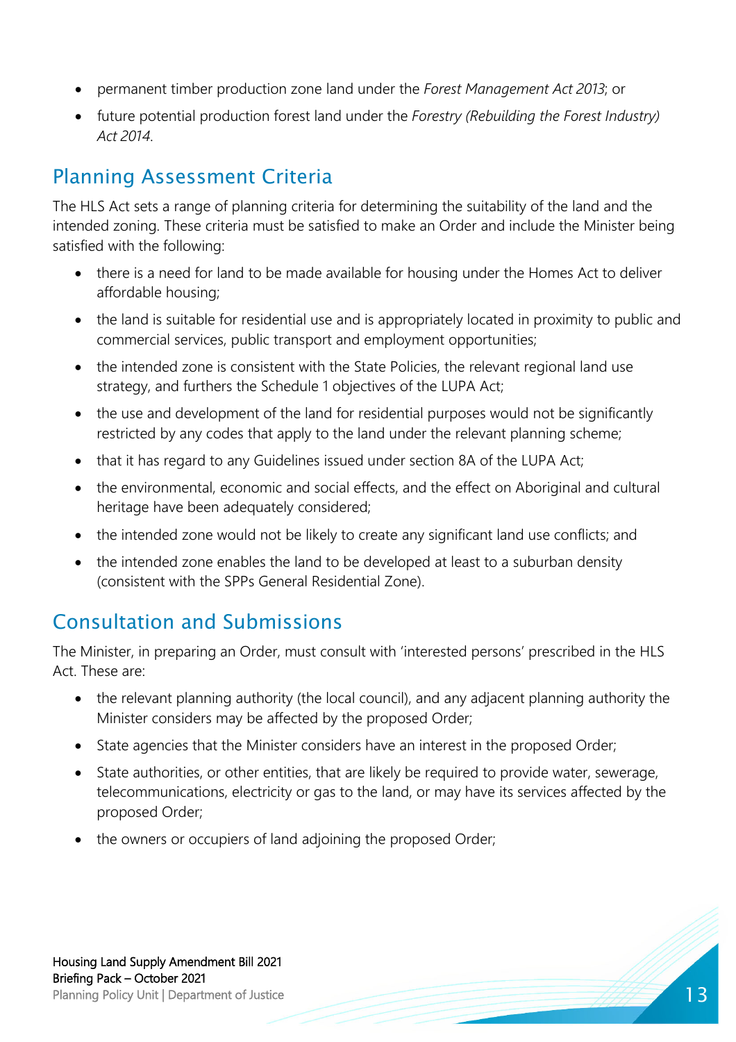- permanent timber production zone land under the *Forest Management Act 2013*; or
- future potential production forest land under the *Forestry (Rebuilding the Forest Industry) Act 2014*.

## Planning Assessment Criteria

The HLS Act sets a range of planning criteria for determining the suitability of the land and the intended zoning. These criteria must be satisfied to make an Order and include the Minister being satisfied with the following:

- there is a need for land to be made available for housing under the Homes Act to deliver affordable housing;
- the land is suitable for residential use and is appropriately located in proximity to public and commercial services, public transport and employment opportunities;
- the intended zone is consistent with the State Policies, the relevant regional land use strategy, and furthers the Schedule 1 objectives of the LUPA Act;
- the use and development of the land for residential purposes would not be significantly restricted by any codes that apply to the land under the relevant planning scheme;
- that it has regard to any Guidelines issued under section 8A of the LUPA Act;
- the environmental, economic and social effects, and the effect on Aboriginal and cultural heritage have been adequately considered;
- the intended zone would not be likely to create any significant land use conflicts; and
- the intended zone enables the land to be developed at least to a suburban density (consistent with the SPPs General Residential Zone).

## Consultation and Submissions

The Minister, in preparing an Order, must consult with 'interested persons' prescribed in the HLS Act. These are:

- the relevant planning authority (the local council), and any adjacent planning authority the Minister considers may be affected by the proposed Order;
- State agencies that the Minister considers have an interest in the proposed Order;
- State authorities, or other entities, that are likely be required to provide water, sewerage, telecommunications, electricity or gas to the land, or may have its services affected by the proposed Order;
- the owners or occupiers of land adjoining the proposed Order;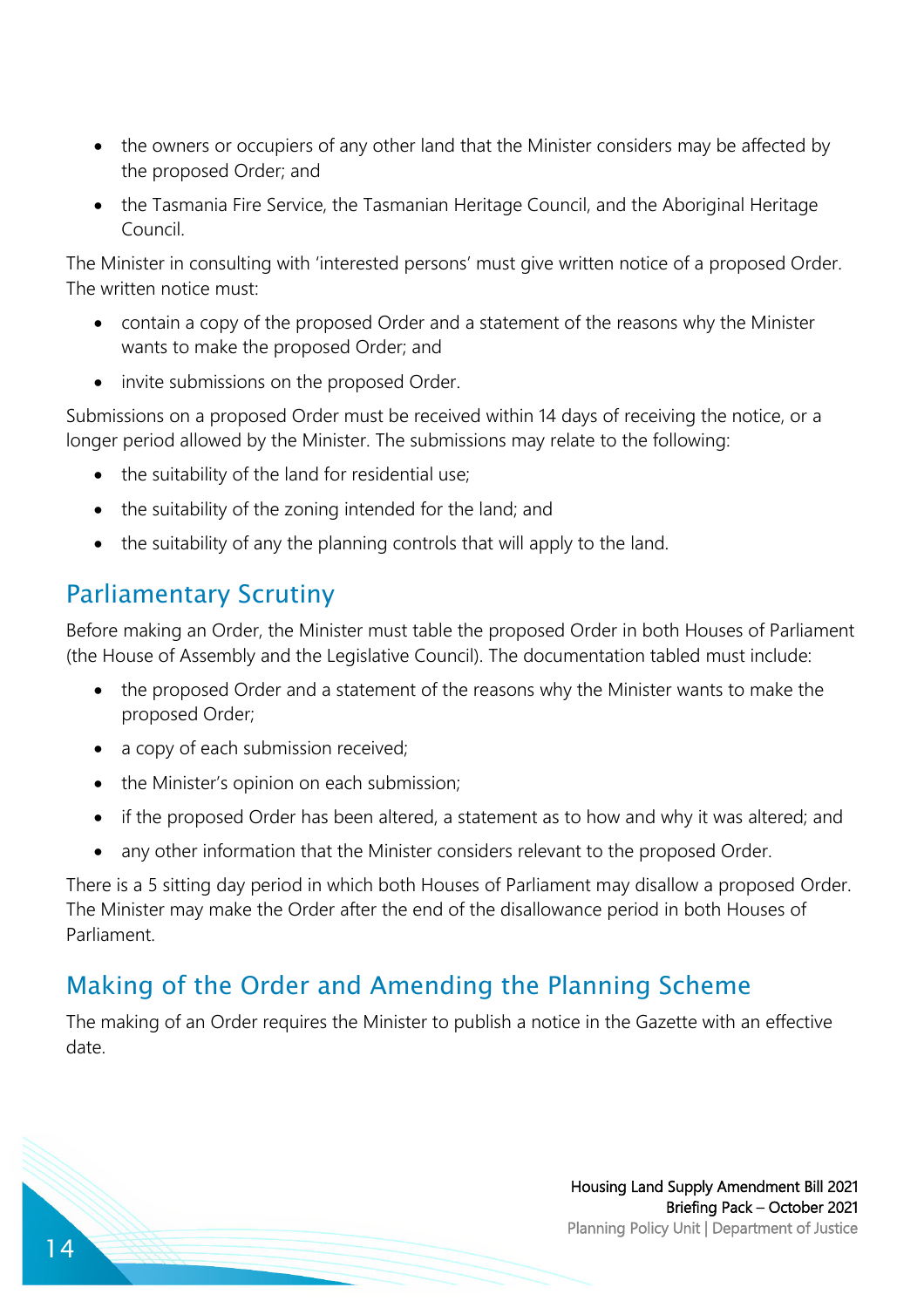- the owners or occupiers of any other land that the Minister considers may be affected by the proposed Order; and
- the Tasmania Fire Service, the Tasmanian Heritage Council, and the Aboriginal Heritage Council.

The Minister in consulting with 'interested persons' must give written notice of a proposed Order. The written notice must:

- contain a copy of the proposed Order and a statement of the reasons why the Minister wants to make the proposed Order; and
- invite submissions on the proposed Order.

Submissions on a proposed Order must be received within 14 days of receiving the notice, or a longer period allowed by the Minister. The submissions may relate to the following:

- the suitability of the land for residential use;
- the suitability of the zoning intended for the land; and
- the suitability of any the planning controls that will apply to the land.

## Parliamentary Scrutiny

Before making an Order, the Minister must table the proposed Order in both Houses of Parliament (the House of Assembly and the Legislative Council). The documentation tabled must include:

- the proposed Order and a statement of the reasons why the Minister wants to make the proposed Order;
- a copy of each submission received;
- the Minister's opinion on each submission;
- if the proposed Order has been altered, a statement as to how and why it was altered; and
- any other information that the Minister considers relevant to the proposed Order.

There is a 5 sitting day period in which both Houses of Parliament may disallow a proposed Order. The Minister may make the Order after the end of the disallowance period in both Houses of Parliament.

## Making of the Order and Amending the Planning Scheme

The making of an Order requires the Minister to publish a notice in the Gazette with an effective date.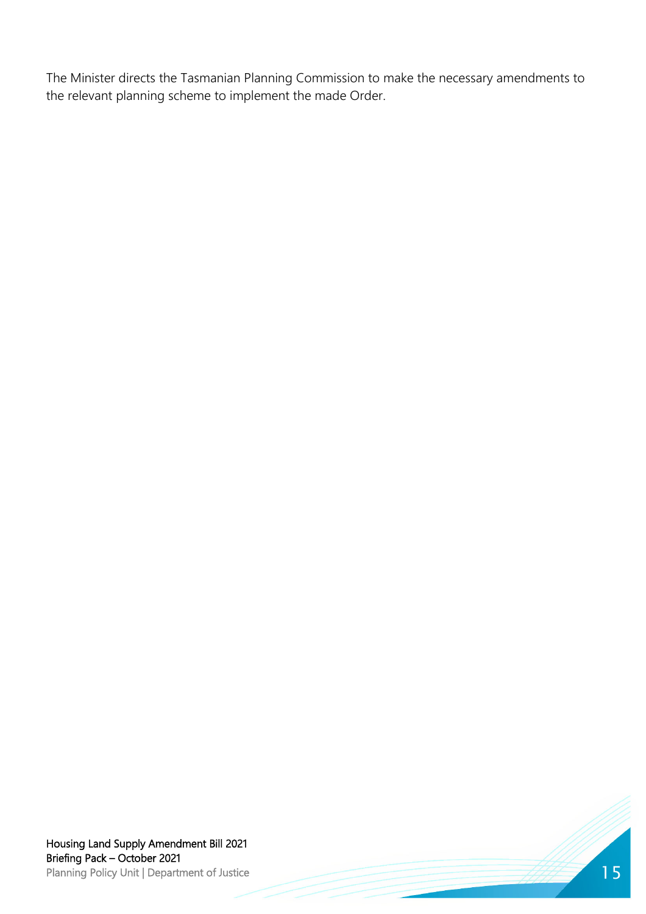The Minister directs the Tasmanian Planning Commission to make the necessary amendments to the relevant planning scheme to implement the made Order.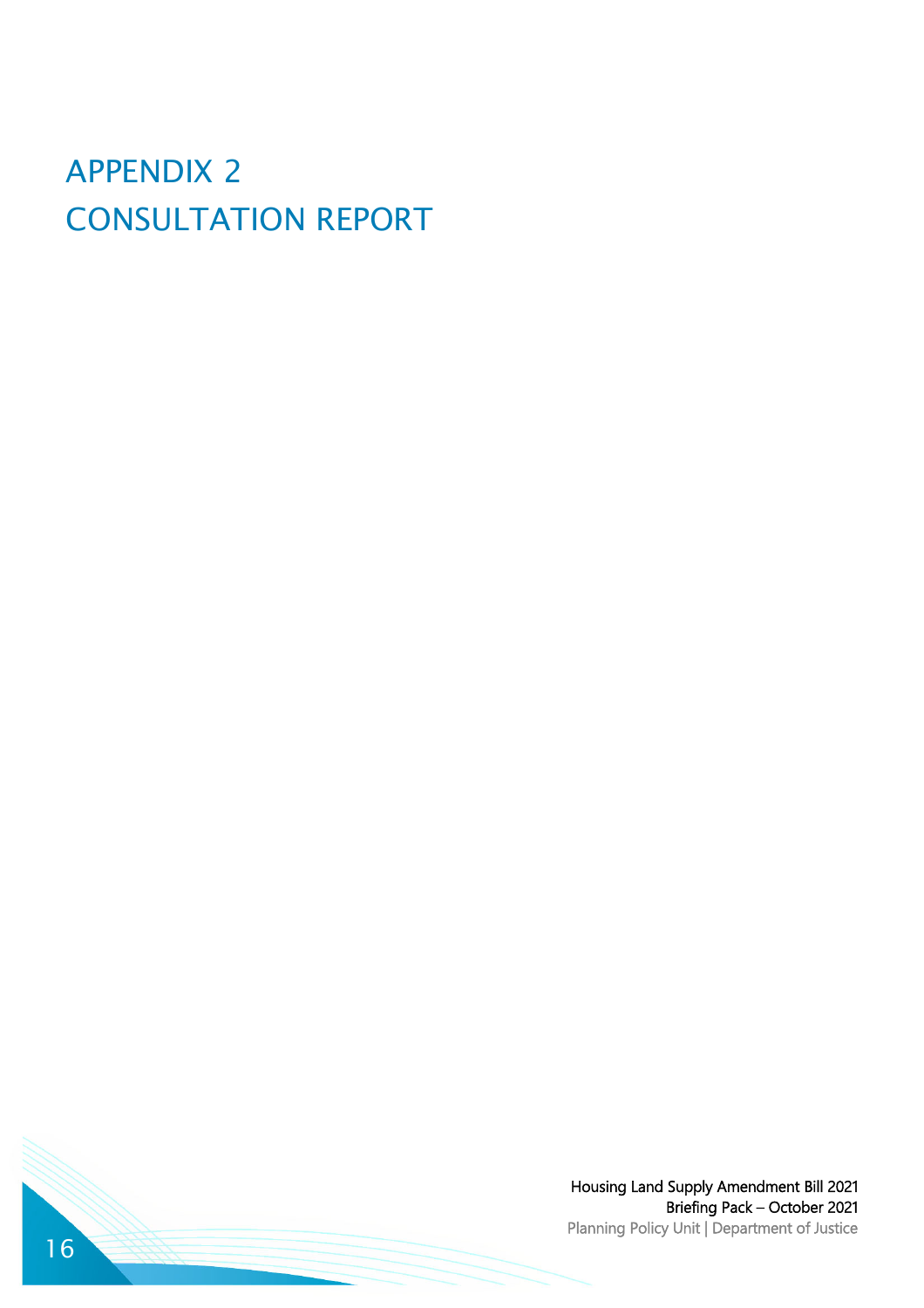# APPENDIX 2
# CONSULTATION REPORT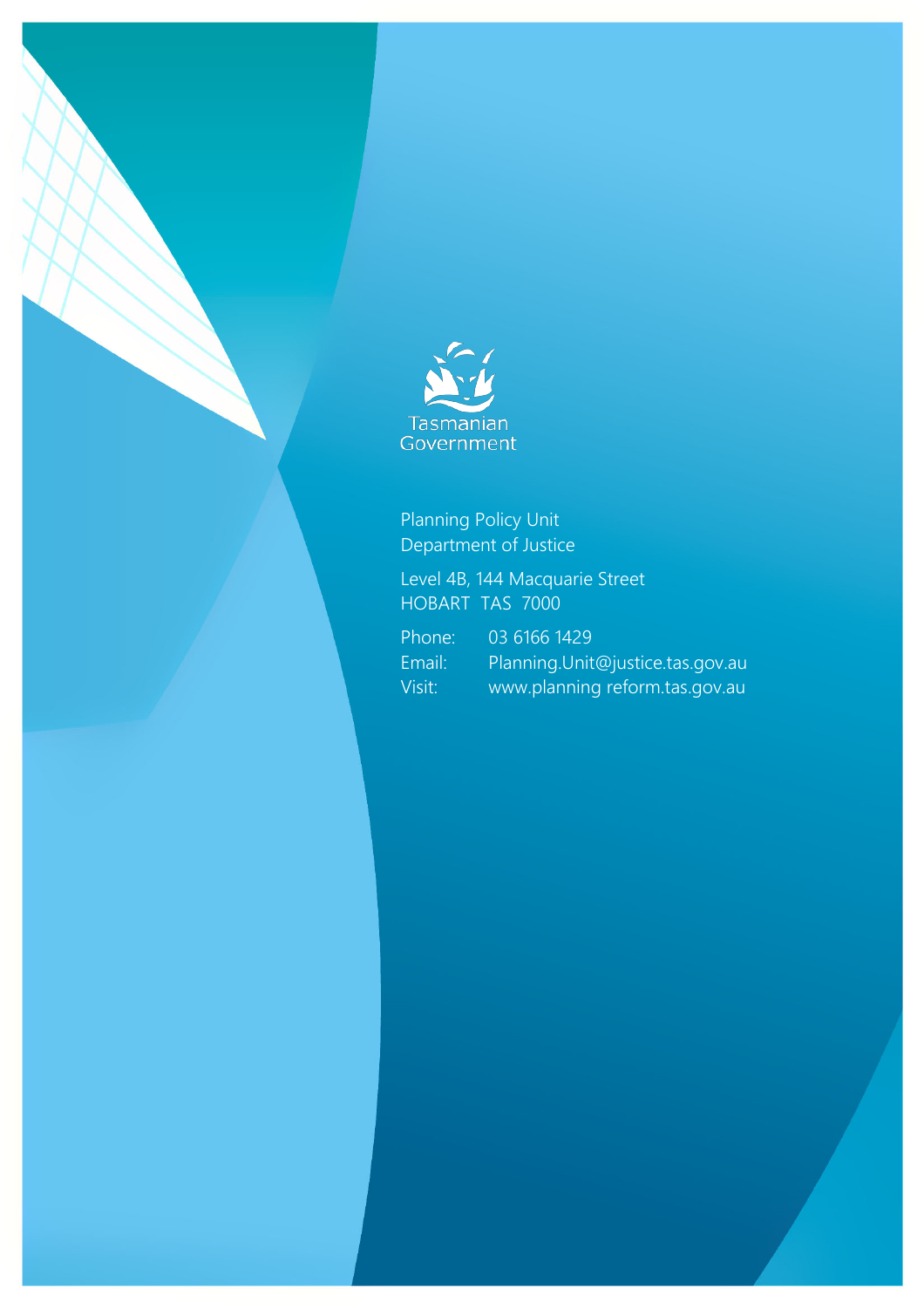Tasmanian Government

Planning Policy Unit
Department of Justice

Level 4B, 144 Macquarie Street
HOBART TAS 7000

Phone: 03 6166 1429
Email: Planning.Unit@justice.tas.gov.au
Visit: www.planning reform.tas.gov.au